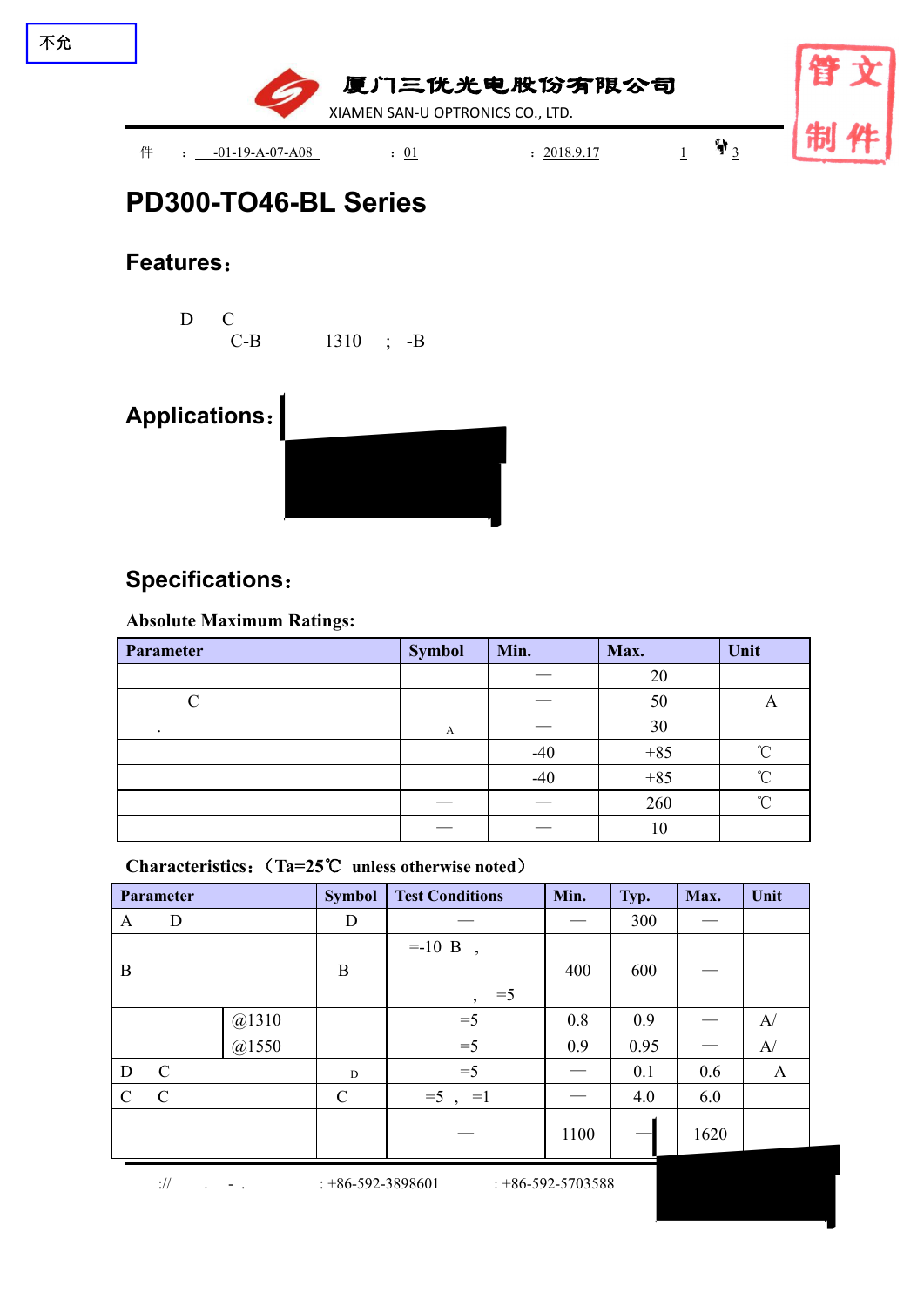不允

厦门三优光电股份有限公司

XIAMEN SAN-U OPTRONICS CO., LTD.

件 : -01-19-A-07-A08 : 01 : 2018.9.17 1 3

管文

制件

# PD300-TO46-BL Series

## Features:

D C

C-B 1310 ; -B

## Applications:

## Specifications:

### Absolute Maximum Ratings:

| Parameter | Symbol | Min. | Max. | Unit |
|---|---|---|---|---|
| | | — | 20 | |
| C | | — | 50 | A |
| . | A | — | 30 | |
| | | -40 | +85 | ℃ |
| | | -40 | +85 | ℃ |
| | — | — | 260 | ℃ |
| | — | — | 10 | |

### Characteristics:（Ta=25℃ unless otherwise noted）

| Parameter | | Symbol | Test Conditions | Min. | Typ. | Max. | Unit |
|---|---|---|---|---|---|---|---|
| A D | | D | — | — | 300 | — | |
| B | | B | =-10 B , , =5 | 400 | 600 | — | |
| | @1310 | | =5 | 0.8 | 0.9 | — | A/ |
| | @1550 | | =5 | 0.9 | 0.95 | — | A/ |
| D C | | D | =5 | — | 0.1 | 0.6 | A |
| C C | | C | =5 , =1 | — | 4.0 | 6.0 | |
| | | | — | 1100 | — | 1620 | |

:// . - . : +86-592-3898601 : +86-592-5703588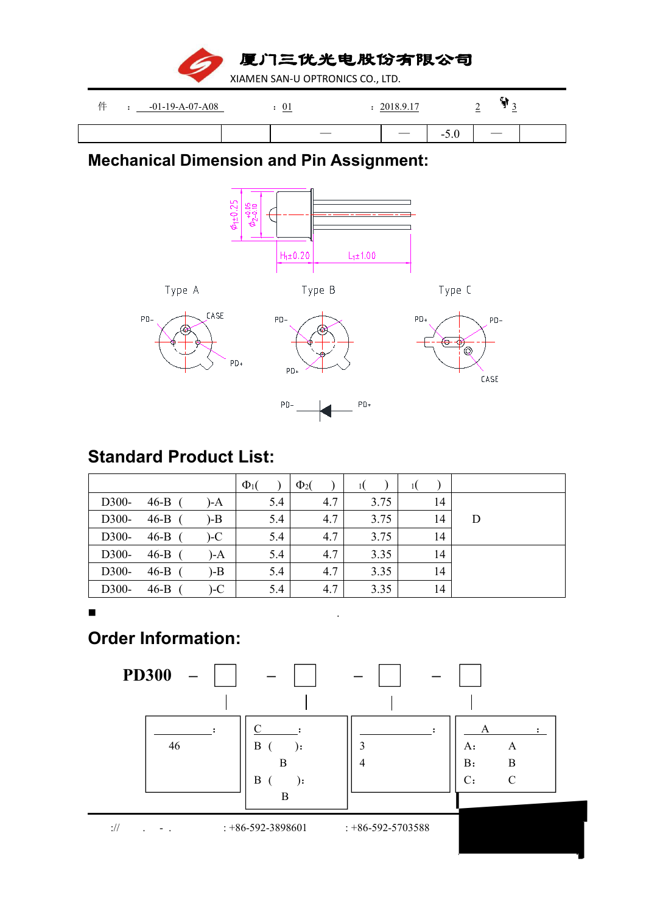# 厦门三优光电股份有限公司

XIAMEN SAN-U OPTRONICS CO., LTD.

件 : -01-19-A-07-A08 : 01 : 2018.9.17 2 3

| | | | — | — | -5.0 | — | |
|---|---|---|---|---|---|---|---|

## Mechanical Dimension and Pin Assignment:

$\Phi_1 \pm 0.25$ $\Phi_2{}^{+0.05}_{-0.10}$ $H_1 \pm 0.20$ $L_1 \pm 1.00$

Type A Type B Type C

PD- CASE PD+ PD- PD+ PD+ PD- CASE

PD- PD+

## Standard Product List:

| | $\Phi_1$( ) | $\Phi_2$( ) | 1( ) | 1( ) | |
|---|---|---|---|---|---|
| D300- 46-B ( )-A | 5.4 | 4.7 | 3.75 | 14 | D |
| D300- 46-B ( )-B | 5.4 | 4.7 | 3.75 | 14 | |
| D300- 46-B ( )-C | 5.4 | 4.7 | 3.75 | 14 | |
| D300- 46-B ( )-A | 5.4 | 4.7 | 3.35 | 14 | |
| D300- 46-B ( )-B | 5.4 | 4.7 | 3.35 | 14 | |
| D300- 46-B ( )-C | 5.4 | 4.7 | 3.35 | 14 | |

■ .

## Order Information:

**PD300** – □ – □ – □ – □

| : | C : | : | A : |
|---|---|---|---|
| 46 | B ( ): B | 3 | A: A |
| | B ( ): B | 4 | B: B |
| | | | C: C |

:// . - . : +86-592-3898601 : +86-592-5703588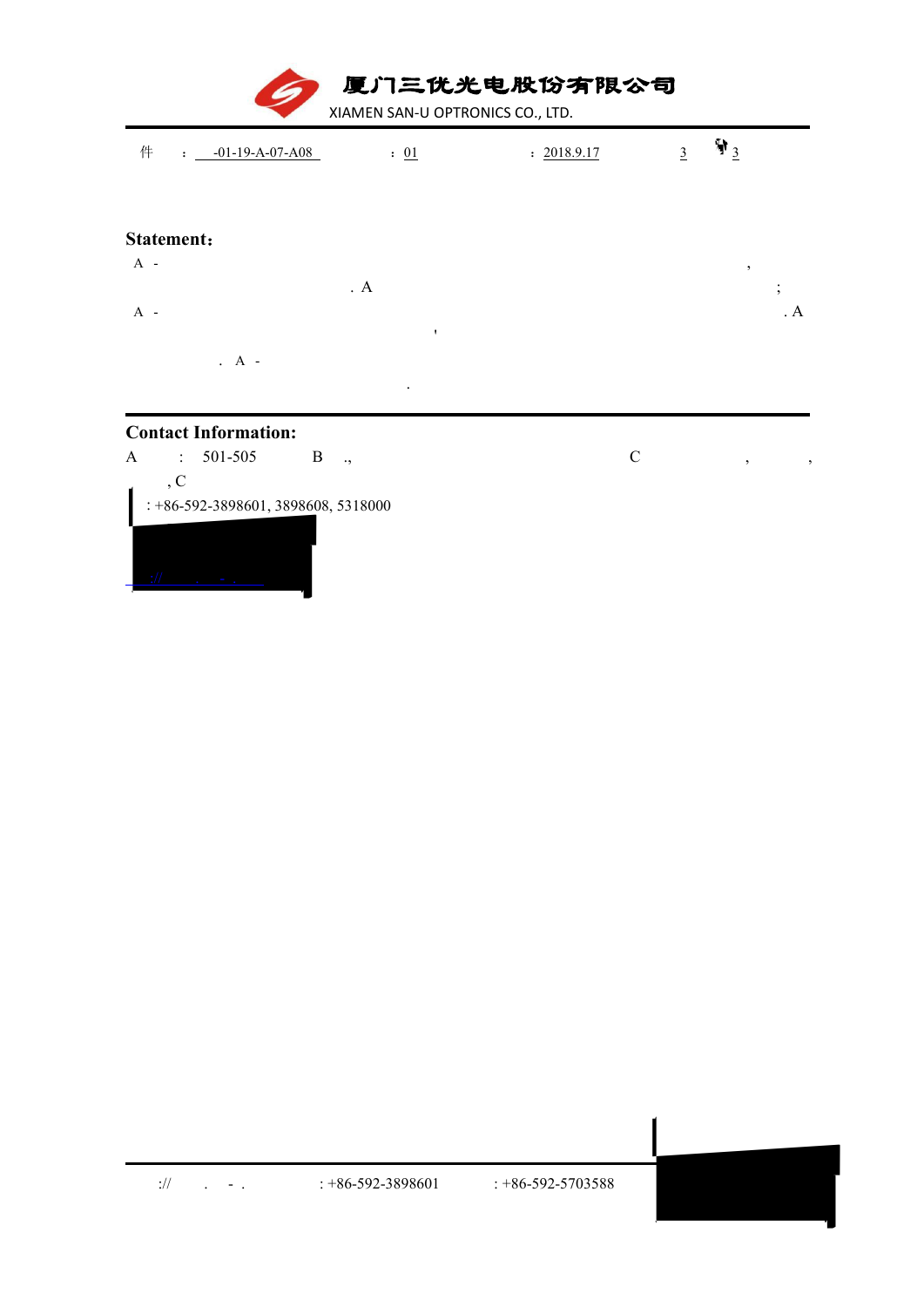件 ： -01-19-A-07-A08 ： 01 ： 2018.9.17 3 3

**Statement：**

A -
,
. A
;
A -
. A
'
. A -
.

**Contact Information:**

A : 501-505 B ., C , ,
, C
: +86-592-3898601, 3898608, 5318000

://
. - .

:// . - . : +86-592-3898601 : +86-592-5703588